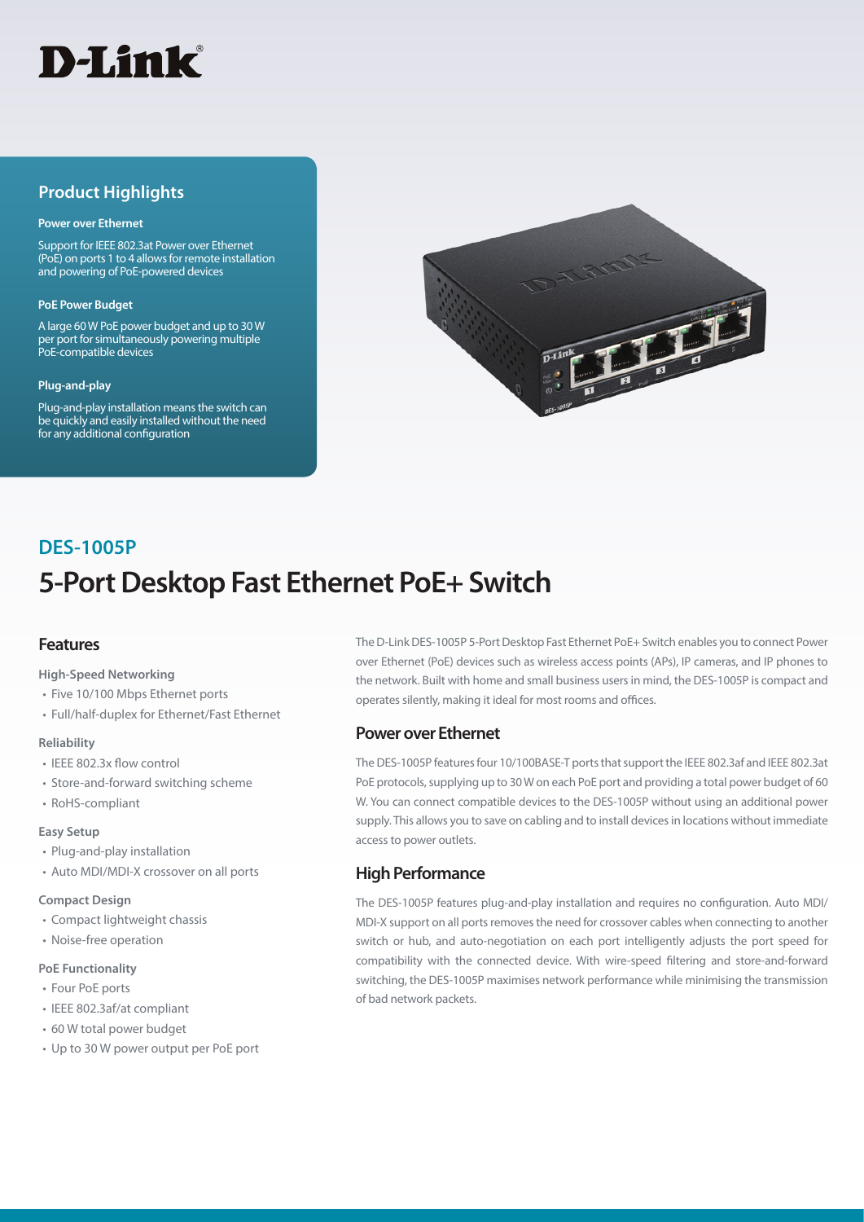D-Link

## Product Highlights

**Power over Ethernet**

Support for IEEE 802.3at Power over Ethernet (PoE) on ports 1 to 4 allows for remote installation and powering of PoE-powered devices

**PoE Power Budget**

A large 60 W PoE power budget and up to 30 W per port for simultaneously powering multiple PoE-compatible devices

**Plug-and-play**

Plug-and-play installation means the switch can be quickly and easily installed without the need for any additional configuration

## DES-1005P

# 5-Port Desktop Fast Ethernet PoE+ Switch

## Features

**High-Speed Networking**

- Five 10/100 Mbps Ethernet ports
- Full/half-duplex for Ethernet/Fast Ethernet

**Reliability**

- IEEE 802.3x flow control
- Store-and-forward switching scheme
- RoHS-compliant

**Easy Setup**

- Plug-and-play installation
- Auto MDI/MDI-X crossover on all ports

**Compact Design**

- Compact lightweight chassis
- Noise-free operation

**PoE Functionality**

- Four PoE ports
- IEEE 802.3af/at compliant
- 60 W total power budget
- Up to 30 W power output per PoE port

The D-Link DES-1005P 5-Port Desktop Fast Ethernet PoE+ Switch enables you to connect Power over Ethernet (PoE) devices such as wireless access points (APs), IP cameras, and IP phones to the network. Built with home and small business users in mind, the DES-1005P is compact and operates silently, making it ideal for most rooms and offices.

## Power over Ethernet

The DES-1005P features four 10/100BASE-T ports that support the IEEE 802.3af and IEEE 802.3at PoE protocols, supplying up to 30 W on each PoE port and providing a total power budget of 60 W. You can connect compatible devices to the DES-1005P without using an additional power supply. This allows you to save on cabling and to install devices in locations without immediate access to power outlets.

## High Performance

The DES-1005P features plug-and-play installation and requires no configuration. Auto MDI/MDI-X support on all ports removes the need for crossover cables when connecting to another switch or hub, and auto-negotiation on each port intelligently adjusts the port speed for compatibility with the connected device. With wire-speed filtering and store-and-forward switching, the DES-1005P maximises network performance while minimising the transmission of bad network packets.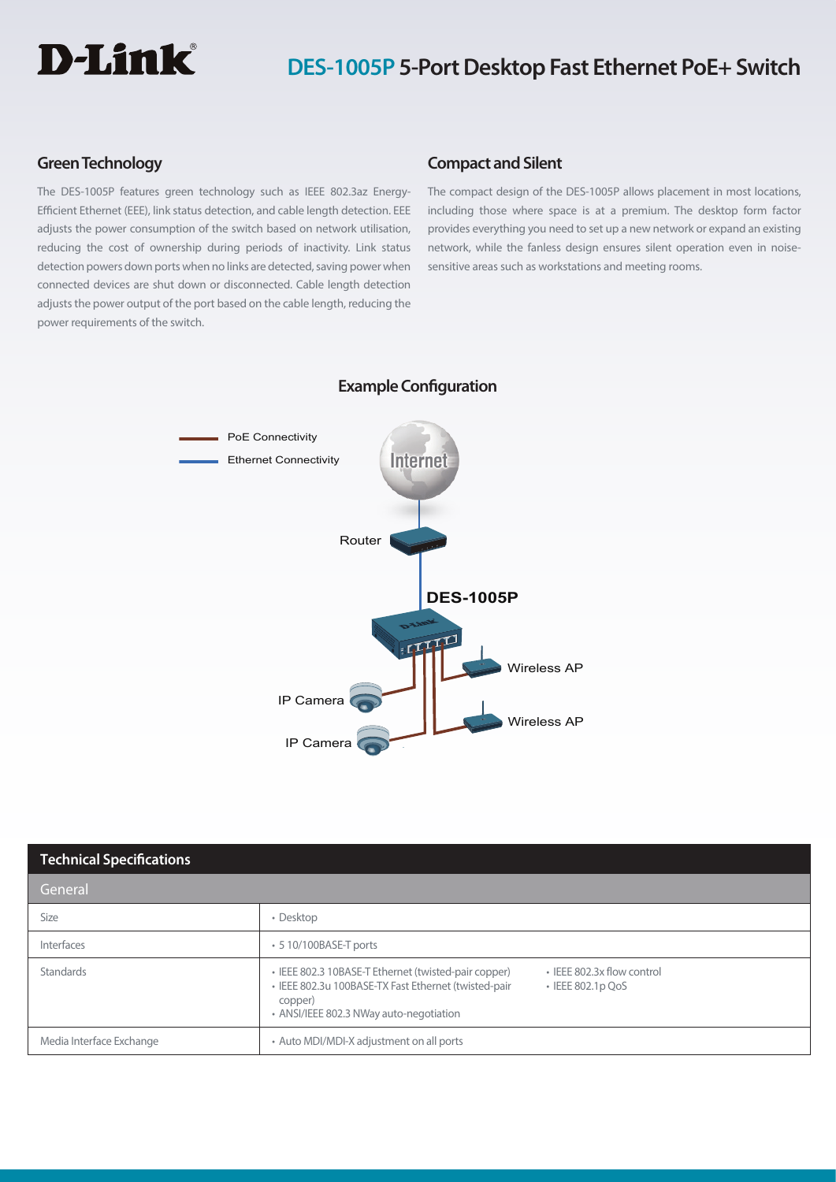# DES-1005P 5-Port Desktop Fast Ethernet PoE+ Switch

## Green Technology

The DES-1005P features green technology such as IEEE 802.3az Energy-Efficient Ethernet (EEE), link status detection, and cable length detection. EEE adjusts the power consumption of the switch based on network utilisation, reducing the cost of ownership during periods of inactivity. Link status detection powers down ports when no links are detected, saving power when connected devices are shut down or disconnected. Cable length detection adjusts the power output of the port based on the cable length, reducing the power requirements of the switch.

## Compact and Silent

The compact design of the DES-1005P allows placement in most locations, including those where space is at a premium. The desktop form factor provides everything you need to set up a new network or expand an existing network, while the fanless design ensures silent operation even in noise-sensitive areas such as workstations and meeting rooms.

## Example Configuration

PoE Connectivity
Ethernet Connectivity

Internet
Router
DES-1005P
Wireless AP
Wireless AP
IP Camera
IP Camera

## Technical Specifications

| General | |
|---|---|
| Size | • Desktop |
| Interfaces | • 5 10/100BASE-T ports |
| Standards | • IEEE 802.3 10BASE-T Ethernet (twisted-pair copper)<br>• IEEE 802.3u 100BASE-TX Fast Ethernet (twisted-pair copper)<br>• ANSI/IEEE 802.3 NWay auto-negotiation<br>• IEEE 802.3x flow control<br>• IEEE 802.1p QoS |
| Media Interface Exchange | • Auto MDI/MDI-X adjustment on all ports |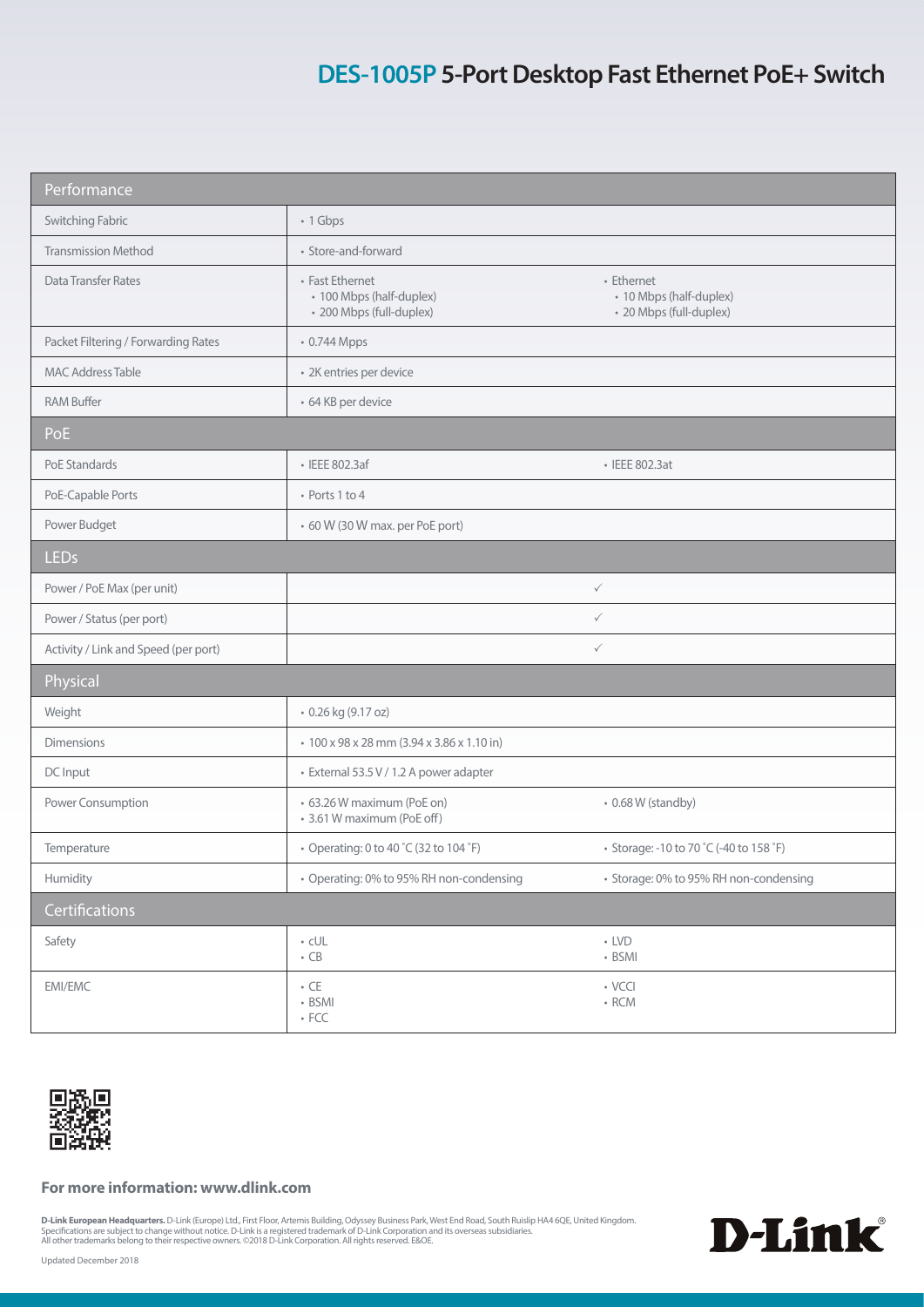# DES-1005P 5-Port Desktop Fast Ethernet PoE+ Switch

| Performance | | |
|---|---|---|
| Switching Fabric | • 1 Gbps | |
| Transmission Method | • Store-and-forward | |
| Data Transfer Rates | • Fast Ethernet<br>• 100 Mbps (half-duplex)<br>• 200 Mbps (full-duplex) | • Ethernet<br>• 10 Mbps (half-duplex)<br>• 20 Mbps (full-duplex) |
| Packet Filtering / Forwarding Rates | • 0.744 Mpps | |
| MAC Address Table | • 2K entries per device | |
| RAM Buffer | • 64 KB per device | |
| **PoE** | | |
| PoE Standards | • IEEE 802.3af | • IEEE 802.3at |
| PoE-Capable Ports | • Ports 1 to 4 | |
| Power Budget | • 60 W (30 W max. per PoE port) | |
| **LEDs** | | |
| Power / PoE Max (per unit) | ✓ | |
| Power / Status (per port) | ✓ | |
| Activity / Link and Speed (per port) | ✓ | |
| **Physical** | | |
| Weight | • 0.26 kg (9.17 oz) | |
| Dimensions | • 100 x 98 x 28 mm (3.94 x 3.86 x 1.10 in) | |
| DC Input | • External 53.5 V / 1.2 A power adapter | |
| Power Consumption | • 63.26 W maximum (PoE on)<br>• 3.61 W maximum (PoE off) | • 0.68 W (standby) |
| Temperature | • Operating: 0 to 40 ˚C (32 to 104 ˚F) | • Storage: -10 to 70 ˚C (-40 to 158 ˚F) |
| Humidity | • Operating: 0% to 95% RH non-condensing | • Storage: 0% to 95% RH non-condensing |
| **Certifications** | | |
| Safety | • cUL<br>• CB | • LVD<br>• BSMI |
| EMI/EMC | • CE<br>• BSMI<br>• FCC | • VCCI<br>• RCM |

**For more information: www.dlink.com**

**D-Link European Headquarters.** D-Link (Europe) Ltd., First Floor, Artemis Building, Odyssey Business Park, West End Road, South Ruislip HA4 6QE, United Kingdom. Specifications are subject to change without notice. D-Link is a registered trademark of D-Link Corporation and its overseas subsidiaries. All other trademarks belong to their respective owners. ©2018 D-Link Corporation. All rights reserved. E&OE.

D-Link®

Updated December 2018